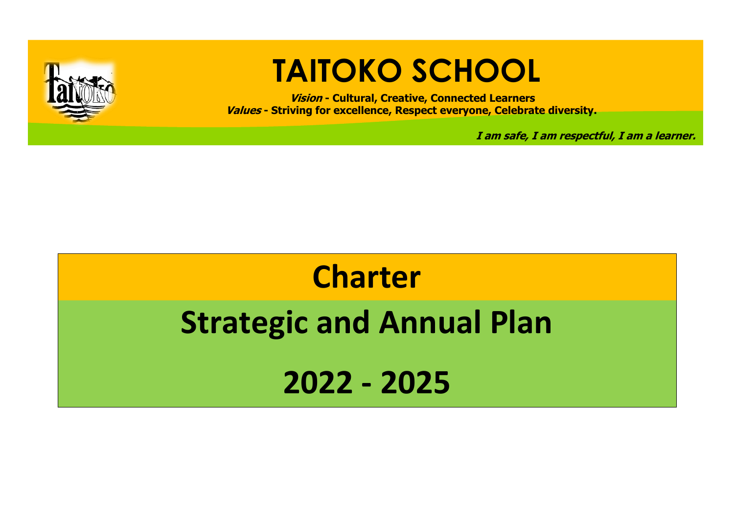# TAITOKO SCHOOL

***Vision* - Cultural, Creative, Connected Learners**
***Values* - Striving for excellence, Respect everyone, Celebrate diversity.**

***I am safe, I am respectful, I am a learner.***

# Charter

# Strategic and Annual Plan

# 2022 - 2025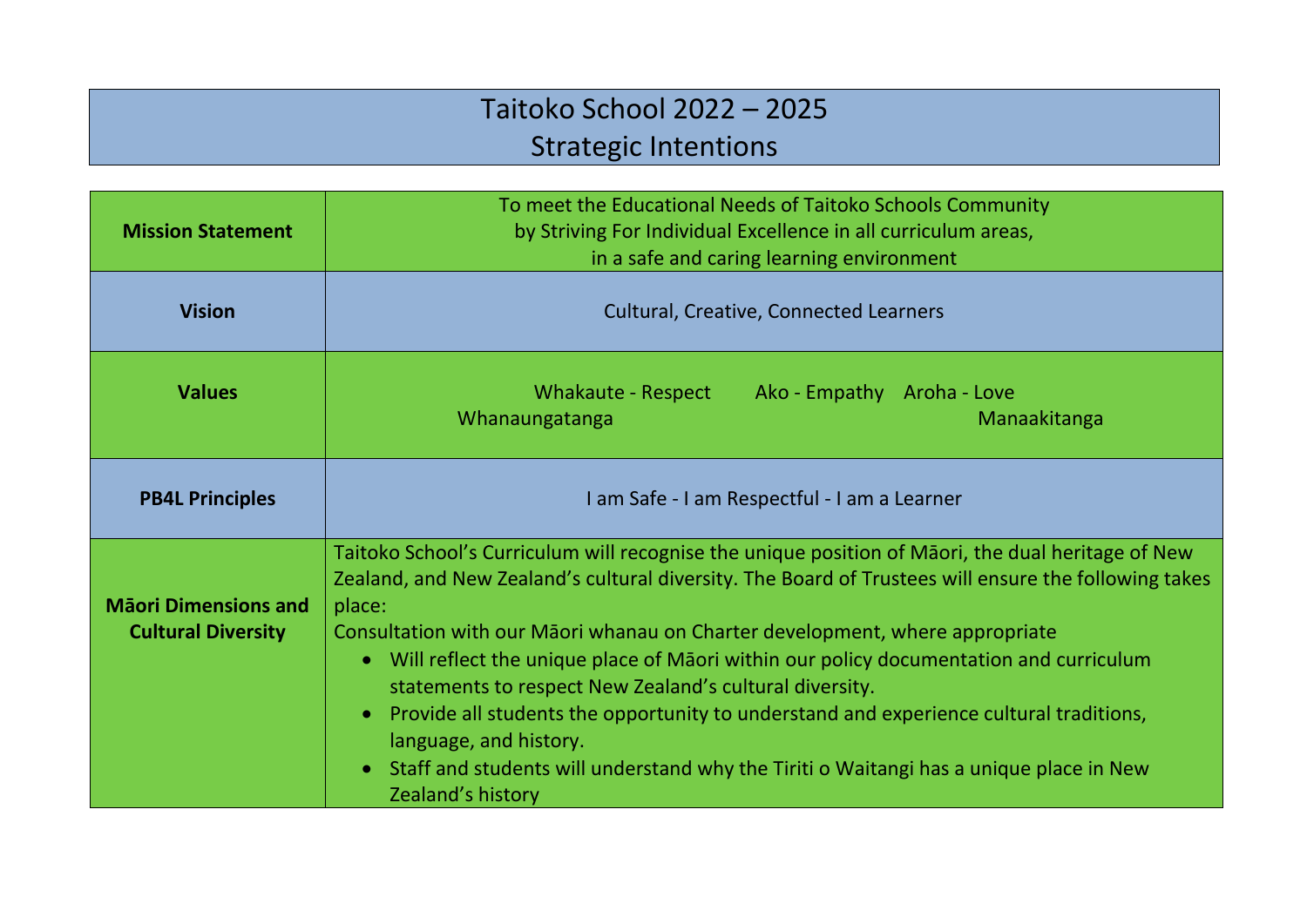# Taitoko School 2022 – 2025
## Strategic Intentions

| | |
|---|---|
| **Mission Statement** | To meet the Educational Needs of Taitoko Schools Community by Striving For Individual Excellence in all curriculum areas, in a safe and caring learning environment |
| **Vision** | Cultural, Creative, Connected Learners |
| **Values** | Whakaute - Respect Ako - Empathy Aroha - Love Whanaungatanga Manaakitanga |
| **PB4L Principles** | I am Safe - I am Respectful - I am a Learner |
| **Māori Dimensions and Cultural Diversity** | Taitoko School's Curriculum will recognise the unique position of Māori, the dual heritage of New Zealand, and New Zealand's cultural diversity. The Board of Trustees will ensure the following takes place:<br>Consultation with our Māori whanau on Charter development, where appropriate<br>• Will reflect the unique place of Māori within our policy documentation and curriculum statements to respect New Zealand's cultural diversity.<br>• Provide all students the opportunity to understand and experience cultural traditions, language, and history.<br>• Staff and students will understand why the Tiriti o Waitangi has a unique place in New Zealand's history |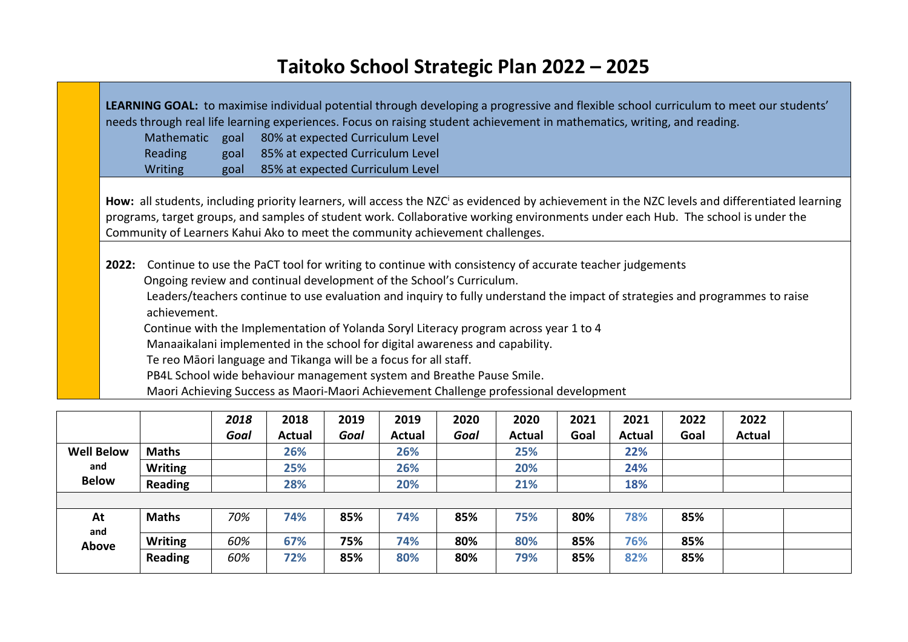# Taitoko School Strategic Plan 2022 – 2025

**LEARNING GOAL:** to maximise individual potential through developing a progressive and flexible school curriculum to meet our students' needs through real life learning experiences. Focus on raising student achievement in mathematics, writing, and reading.

Mathematic goal 80% at expected Curriculum Level
Reading goal 85% at expected Curriculum Level
Writing goal 85% at expected Curriculum Level

**How:** all students, including priority learners, will access the NZC[i] as evidenced by achievement in the NZC levels and differentiated learning programs, target groups, and samples of student work. Collaborative working environments under each Hub. The school is under the Community of Learners Kahui Ako to meet the community achievement challenges.

**2022:** Continue to use the PaCT tool for writing to continue with consistency of accurate teacher judgements
Ongoing review and continual development of the School's Curriculum.
Leaders/teachers continue to use evaluation and inquiry to fully understand the impact of strategies and programmes to raise achievement.
Continue with the Implementation of Yolanda Soryl Literacy program across year 1 to 4
Manaaikalani implemented in the school for digital awareness and capability.
Te reo Māori language and Tikanga will be a focus for all staff.
PB4L School wide behaviour management system and Breathe Pause Smile.
Maori Achieving Success as Maori-Maori Achievement Challenge professional development

| | | *2018 Goal* | 2018 Actual | *2019 Goal* | 2019 Actual | *2020 Goal* | 2020 Actual | 2021 Goal | 2021 Actual | 2022 Goal | 2022 Actual | |
|---|---|---|---|---|---|---|---|---|---|---|---|---|
| **Well Below and Below** | **Maths** | | 26% | | 26% | | 25% | | 22% | | | |
| | **Writing** | | 25% | | 26% | | 20% | | 24% | | | |
| | **Reading** | | 28% | | 20% | | 21% | | 18% | | | |
| | | | | | | | | | | | | |
| **At and Above** | **Maths** | *70%* | 74% | 85% | 74% | 85% | 75% | 80% | 78% | 85% | | |
| | **Writing** | *60%* | 67% | 75% | 74% | 80% | 80% | 85% | 76% | 85% | | |
| | **Reading** | *60%* | 72% | 85% | 80% | 80% | 79% | 85% | 82% | 85% | | |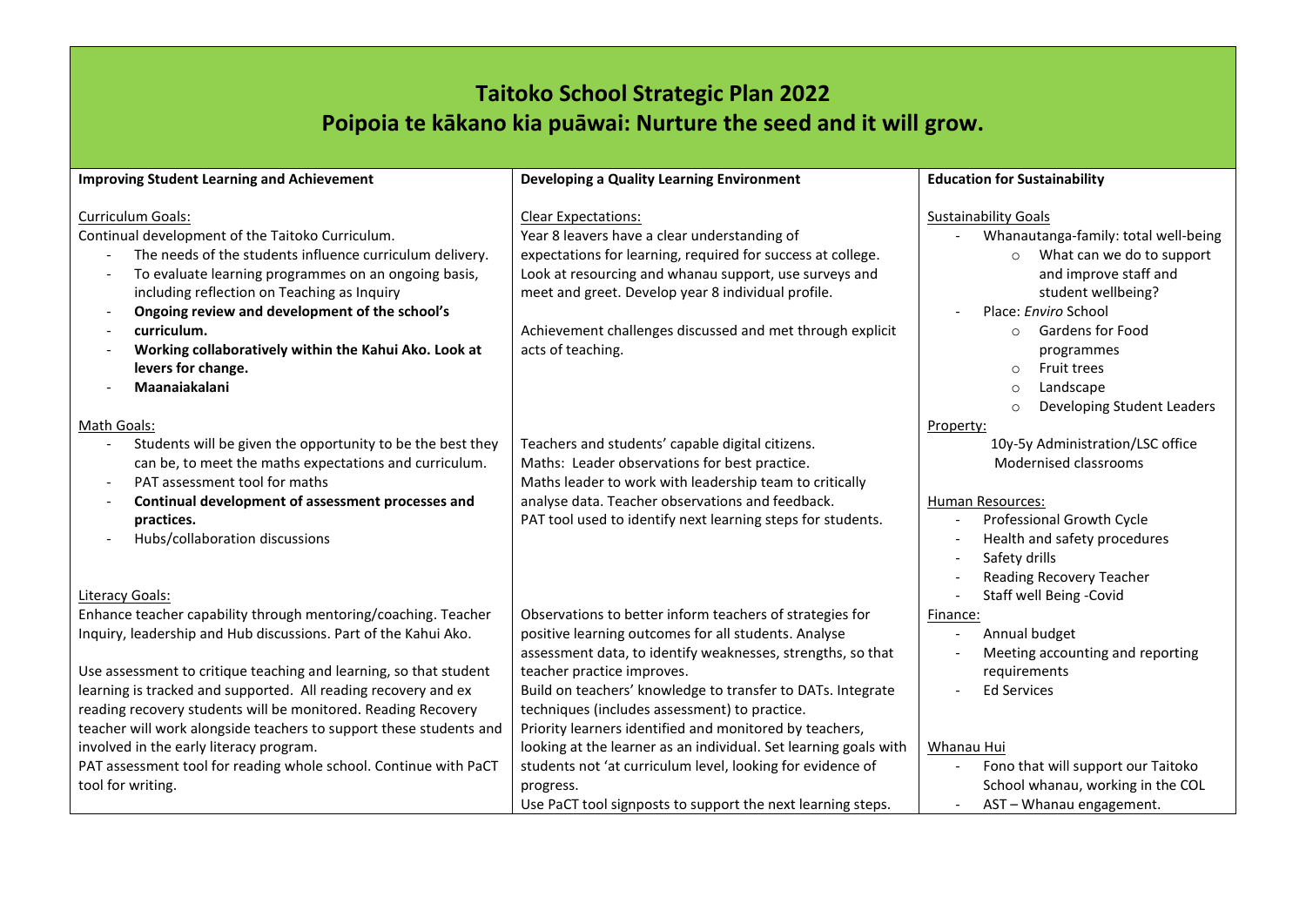# Taitoko School Strategic Plan 2022

## Poipoia te kākano kia puāwai: Nurture the seed and it will grow.

| Improving Student Learning and Achievement | Developing a Quality Learning Environment | Education for Sustainability |
|---|---|---|
| Curriculum Goals:<br>Continual development of the Taitoko Curriculum.<br>- The needs of the students influence curriculum delivery.<br>- To evaluate learning programmes on an ongoing basis, including reflection on Teaching as Inquiry<br>- **Ongoing review and development of the school's**<br>- **curriculum.**<br>- **Working collaboratively within the Kahui Ako. Look at levers for change.**<br>- **Maanaiakalani** | Clear Expectations:<br>Year 8 leavers have a clear understanding of expectations for learning, required for success at college. Look at resourcing and whanau support, use surveys and meet and greet. Develop year 8 individual profile.<br><br>Achievement challenges discussed and met through explicit acts of teaching. | Sustainability Goals<br>- Whanautanga-family: total well-being<br>  - What can we do to support and improve staff and student wellbeing?<br>- Place: *Enviro* School<br>  - Gardens for Food programmes<br>  - Fruit trees<br>  - Landscape<br>  - Developing Student Leaders |
| Math Goals:<br>- Students will be given the opportunity to be the best they can be, to meet the maths expectations and curriculum.<br>- PAT assessment tool for maths<br>- **Continual development of assessment processes and practices.**<br>- Hubs/collaboration discussions | Teachers and students' capable digital citizens.<br>Maths: Leader observations for best practice.<br>Maths leader to work with leadership team to critically analyse data. Teacher observations and feedback.<br>PAT tool used to identify next learning steps for students. | Property:<br>10y-5y Administration/LSC office<br>Modernised classrooms<br><br>Human Resources:<br>- Professional Growth Cycle<br>- Health and safety procedures<br>- Safety drills<br>- Reading Recovery Teacher<br>- Staff well Being -Covid |
| Literacy Goals:<br>Enhance teacher capability through mentoring/coaching. Teacher Inquiry, leadership and Hub discussions. Part of the Kahui Ako.<br><br>Use assessment to critique teaching and learning, so that student learning is tracked and supported. All reading recovery and ex reading recovery students will be monitored. Reading Recovery teacher will work alongside teachers to support these students and involved in the early literacy program.<br>PAT assessment tool for reading whole school. Continue with PaCT tool for writing. | Observations to better inform teachers of strategies for positive learning outcomes for all students. Analyse assessment data, to identify weaknesses, strengths, so that teacher practice improves.<br>Build on teachers' knowledge to transfer to DATs. Integrate techniques (includes assessment) to practice.<br>Priority learners identified and monitored by teachers, looking at the learner as an individual. Set learning goals with students not 'at curriculum level, looking for evidence of progress.<br>Use PaCT tool signposts to support the next learning steps. | Finance:<br>- Annual budget<br>- Meeting accounting and reporting requirements<br>- Ed Services<br><br>Whanau Hui<br>- Fono that will support our Taitoko School whanau, working in the COL<br>- AST – Whanau engagement. |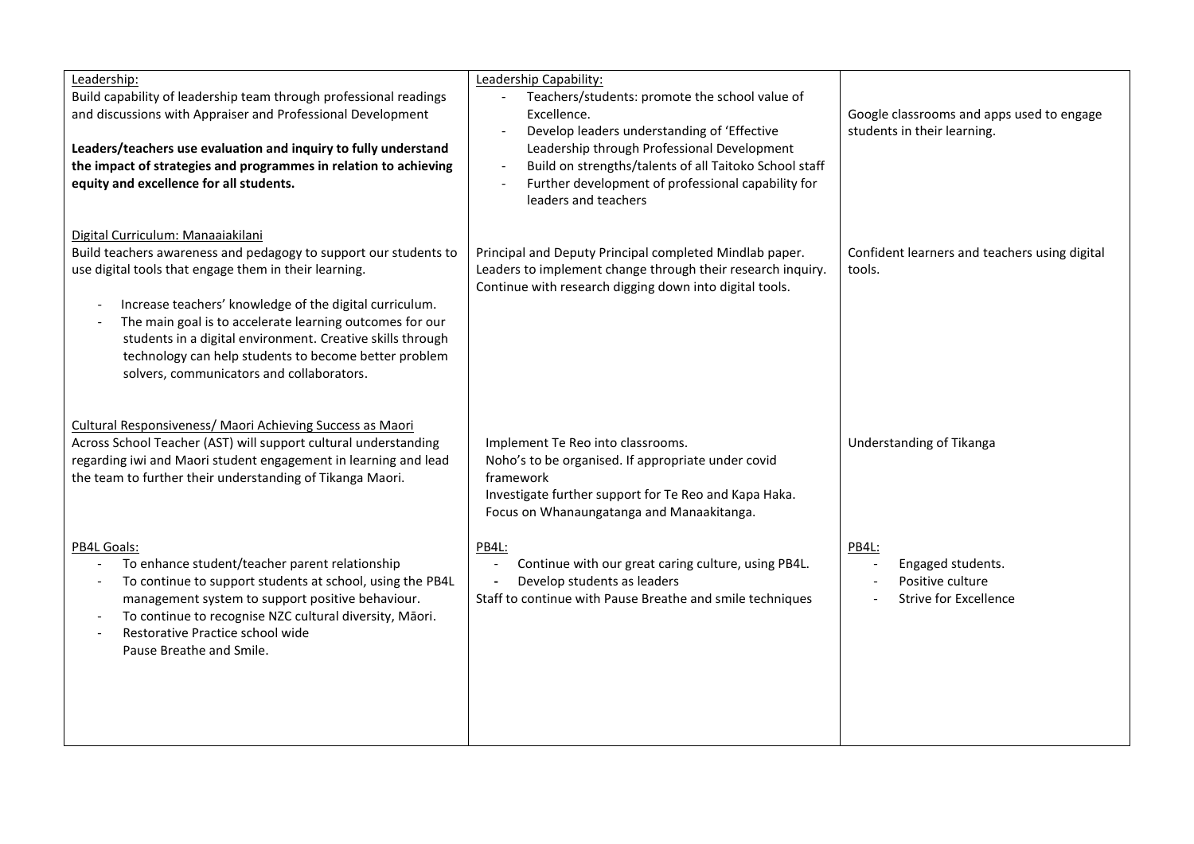| | | |
|---|---|---|
| <u>Leadership:</u><br>Build capability of leadership team through professional readings and discussions with Appraiser and Professional Development<br><br>**Leaders/teachers use evaluation and inquiry to fully understand the impact of strategies and programmes in relation to achieving equity and excellence for all students.** | <u>Leadership Capability:</u><br>- Teachers/students: promote the school value of Excellence.<br>- Develop leaders understanding of 'Effective Leadership through Professional Development<br>- Build on strengths/talents of all Taitoko School staff<br>- Further development of professional capability for leaders and teachers | Google classrooms and apps used to engage students in their learning. |
| <u>Digital Curriculum: Manaaiakilani</u><br>Build teachers awareness and pedagogy to support our students to use digital tools that engage them in their learning.<br><br>- Increase teachers' knowledge of the digital curriculum.<br>- The main goal is to accelerate learning outcomes for our students in a digital environment. Creative skills through technology can help students to become better problem solvers, communicators and collaborators. | Principal and Deputy Principal completed Mindlab paper.<br>Leaders to implement change through their research inquiry.<br>Continue with research digging down into digital tools. | Confident learners and teachers using digital tools. |
| <u>Cultural Responsiveness/ Maori Achieving Success as Maori</u><br>Across School Teacher (AST) will support cultural understanding regarding iwi and Maori student engagement in learning and lead the team to further their understanding of Tikanga Maori. | Implement Te Reo into classrooms.<br>Noho's to be organised. If appropriate under covid framework<br>Investigate further support for Te Reo and Kapa Haka.<br>Focus on Whanaungatanga and Manaakitanga. | Understanding of Tikanga |
| <u>PB4L Goals:</u><br>- To enhance student/teacher parent relationship<br>- To continue to support students at school, using the PB4L management system to support positive behaviour.<br>- To continue to recognise NZC cultural diversity, Māori.<br>- Restorative Practice school wide<br>Pause Breathe and Smile. | <u>PB4L:</u><br>- Continue with our great caring culture, using PB4L.<br>- Develop students as leaders<br>Staff to continue with Pause Breathe and smile techniques | <u>PB4L:</u><br>- Engaged students.<br>- Positive culture<br>- Strive for Excellence |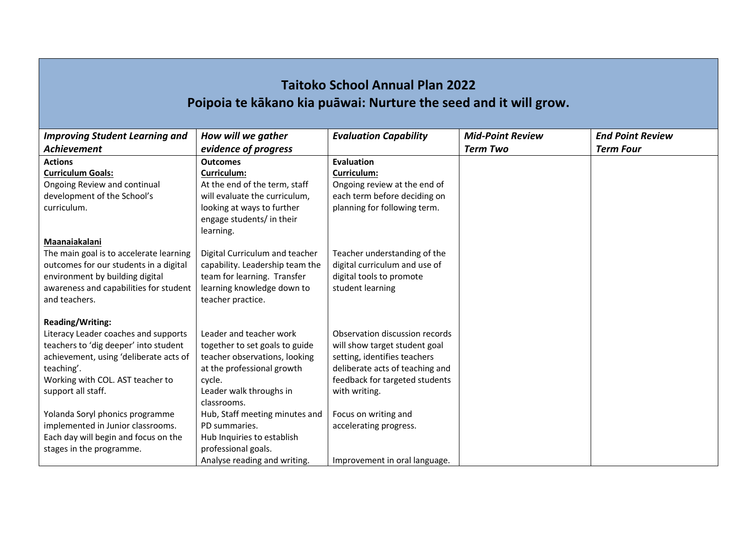# Taitoko School Annual Plan 2022

## Poipoia te kākano kia puāwai: Nurture the seed and it will grow.

| *Improving Student Learning and Achievement* | *How will we gather evidence of progress* | *Evaluation Capability* | *Mid-Point Review Term Two* | *End Point Review Term Four* |
|---|---|---|---|---|
| **Actions**<br>**Curriculum Goals:**<br>Ongoing Review and continual development of the School's curriculum. | **Outcomes**<br>**Curriculum:**<br>At the end of the term, staff will evaluate the curriculum, looking at ways to further engage students/ in their learning. | **Evaluation**<br>**Curriculum:**<br>Ongoing review at the end of each term before deciding on planning for following term. | | |
| **Maanaiakalani**<br>The main goal is to accelerate learning outcomes for our students in a digital environment by building digital awareness and capabilities for student and teachers. | Digital Curriculum and teacher capability. Leadership team the team for learning. Transfer learning knowledge down to teacher practice. | Teacher understanding of the digital curriculum and use of digital tools to promote student learning | | |
| **Reading/Writing:**<br>Literacy Leader coaches and supports teachers to 'dig deeper' into student achievement, using 'deliberate acts of teaching'.<br>Working with COL. AST teacher to support all staff. | Leader and teacher work together to set goals to guide teacher observations, looking at the professional growth cycle.<br>Leader walk throughs in classrooms. | Observation discussion records will show target student goal setting, identifies teachers deliberate acts of teaching and feedback for targeted students with writing. | | |
| Yolanda Soryl phonics programme implemented in Junior classrooms. Each day will begin and focus on the stages in the programme. | Hub, Staff meeting minutes and PD summaries.<br>Hub Inquiries to establish professional goals.<br>Analyse reading and writing. | Focus on writing and accelerating progress.<br><br>Improvement in oral language. | | |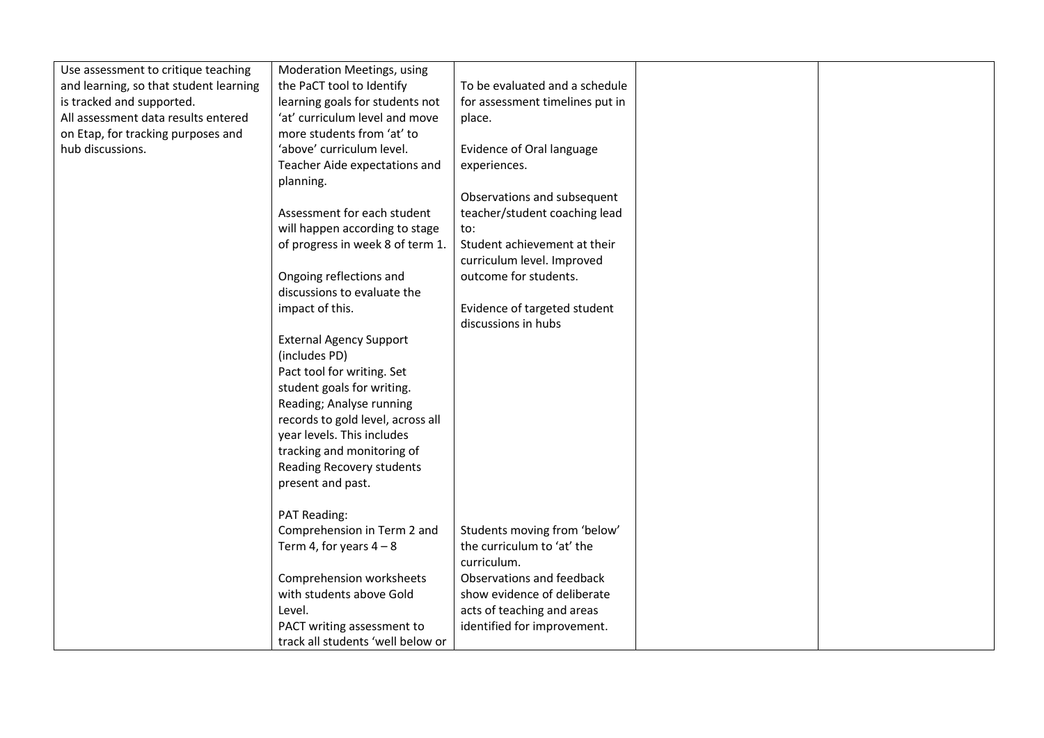| | | | | |
|---|---|---|---|---|
| Use assessment to critique teaching and learning, so that student learning is tracked and supported.<br>All assessment data results entered on Etap, for tracking purposes and hub discussions. | Moderation Meetings, using the PaCT tool to Identify learning goals for students not 'at' curriculum level and move more students from 'at' to 'above' curriculum level.<br>Teacher Aide expectations and planning.<br><br>Assessment for each student will happen according to stage of progress in week 8 of term 1.<br><br>Ongoing reflections and discussions to evaluate the impact of this.<br><br>External Agency Support (includes PD)<br>Pact tool for writing. Set student goals for writing.<br>Reading; Analyse running records to gold level, across all year levels. This includes tracking and monitoring of Reading Recovery students present and past.<br><br>PAT Reading:<br>Comprehension in Term 2 and Term 4, for years 4 – 8<br><br>Comprehension worksheets with students above Gold Level.<br>PACT writing assessment to track all students 'well below or | To be evaluated and a schedule for assessment timelines put in place.<br><br>Evidence of Oral language experiences.<br><br>Observations and subsequent teacher/student coaching lead to:<br>Student achievement at their curriculum level. Improved outcome for students.<br><br>Evidence of targeted student discussions in hubs<br><br>Students moving from 'below' the curriculum to 'at' the curriculum.<br>Observations and feedback show evidence of deliberate acts of teaching and areas identified for improvement. | | |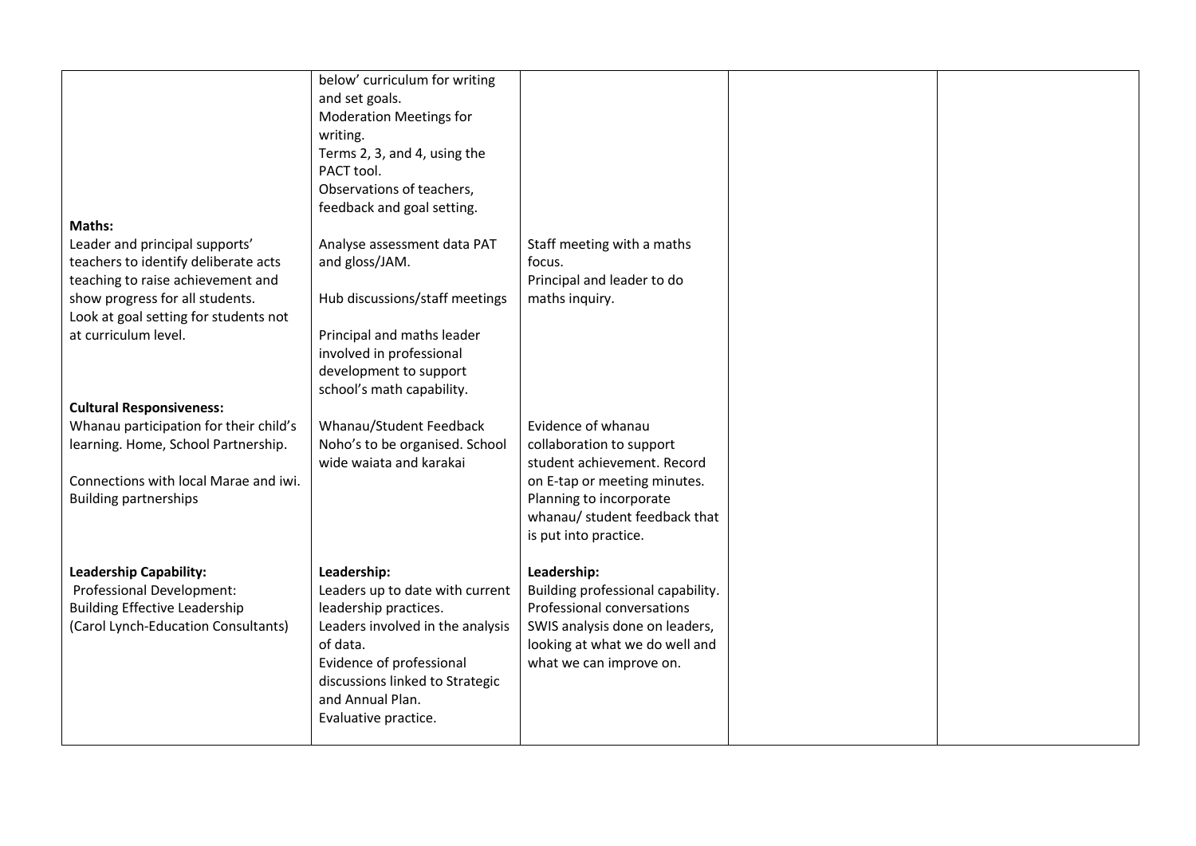| | | | | |
|---|---|---|---|---|
| | below' curriculum for writing and set goals.<br>Moderation Meetings for writing.<br>Terms 2, 3, and 4, using the PACT tool.<br>Observations of teachers, feedback and goal setting. | | | |
| **Maths:**<br>Leader and principal supports' teachers to identify deliberate acts teaching to raise achievement and show progress for all students.<br>Look at goal setting for students not at curriculum level. | Analyse assessment data PAT and gloss/JAM.<br><br>Hub discussions/staff meetings<br><br>Principal and maths leader involved in professional development to support school's math capability. | Staff meeting with a maths focus.<br>Principal and leader to do maths inquiry. | | |
| **Cultural Responsiveness:**<br>Whanau participation for their child's learning. Home, School Partnership.<br><br>Connections with local Marae and iwi. Building partnerships | Whanau/Student Feedback Noho's to be organised. School wide waiata and karakai | Evidence of whanau collaboration to support student achievement. Record on E-tap or meeting minutes.<br>Planning to incorporate whanau/ student feedback that is put into practice. | | |
| **Leadership Capability:**<br>Professional Development:<br>Building Effective Leadership<br>(Carol Lynch-Education Consultants) | **Leadership:**<br>Leaders up to date with current leadership practices.<br>Leaders involved in the analysis of data.<br>Evidence of professional discussions linked to Strategic and Annual Plan.<br>Evaluative practice. | **Leadership:**<br>Building professional capability.<br>Professional conversations<br>SWIS analysis done on leaders, looking at what we do well and what we can improve on. | | |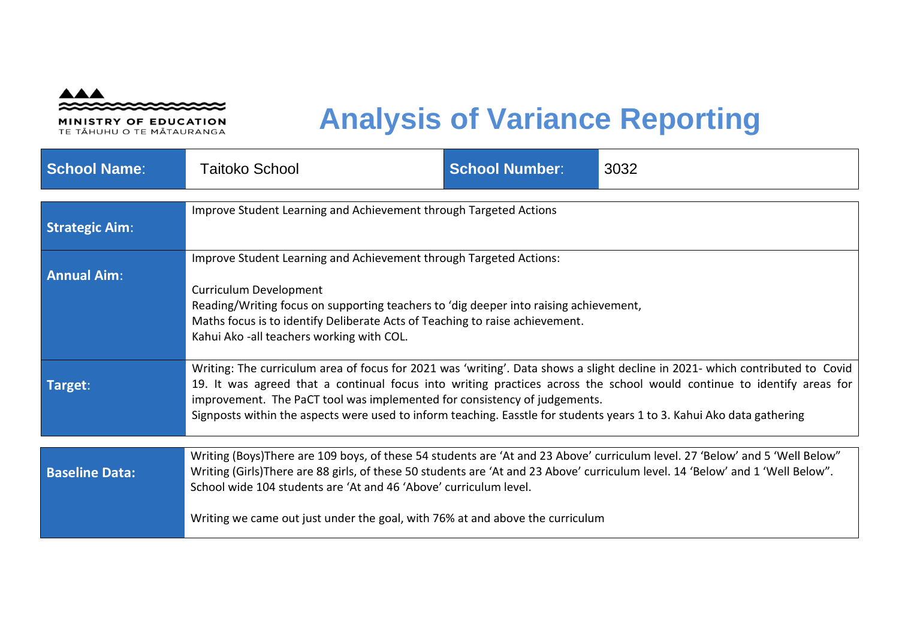MINISTRY OF EDUCATION
TE TĀHUHU O TE MĀTAURANGA

# Analysis of Variance Reporting

| **School Name**: | Taitoko School | **School Number**: | 3032 |
|---|---|---|---|

| | |
|---|---|
| **Strategic Aim**: | Improve Student Learning and Achievement through Targeted Actions |
| **Annual Aim**: | Improve Student Learning and Achievement through Targeted Actions:<br><br>Curriculum Development<br>Reading/Writing focus on supporting teachers to 'dig deeper into raising achievement,<br>Maths focus is to identify Deliberate Acts of Teaching to raise achievement.<br>Kahui Ako -all teachers working with COL. |
| **Target**: | Writing: The curriculum area of focus for 2021 was 'writing'. Data shows a slight decline in 2021- which contributed to Covid 19. It was agreed that a continual focus into writing practices across the school would continue to identify areas for improvement. The PaCT tool was implemented for consistency of judgements.<br>Signposts within the aspects were used to inform teaching. Easstle for students years 1 to 3. Kahui Ako data gathering |

| | |
|---|---|
| **Baseline Data:** | Writing (Boys)There are 109 boys, of these 54 students are 'At and 23 Above' curriculum level. 27 'Below' and 5 'Well Below"<br>Writing (Girls)There are 88 girls, of these 50 students are 'At and 23 Above' curriculum level. 14 'Below' and 1 'Well Below".<br>School wide 104 students are 'At and 46 'Above' curriculum level.<br><br>Writing we came out just under the goal, with 76% at and above the curriculum |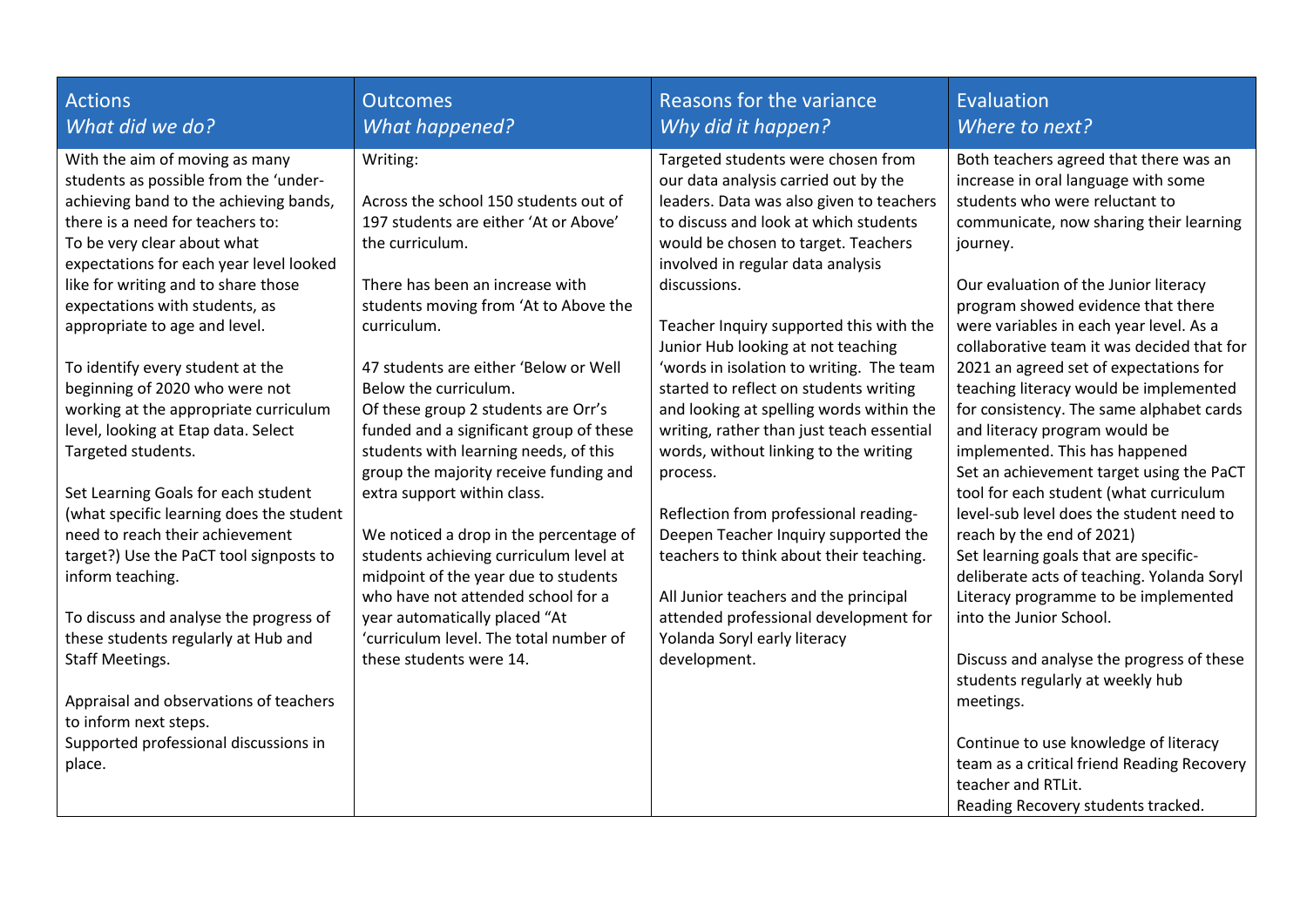| Actions<br>*What did we do?* | Outcomes<br>*What happened?* | Reasons for the variance<br>*Why did it happen?* | Evaluation<br>*Where to next?* |
|---|---|---|---|
| With the aim of moving as many students as possible from the 'under-achieving band to the achieving bands, there is a need for teachers to:<br>To be very clear about what expectations for each year level looked like for writing and to share those expectations with students, as appropriate to age and level.<br><br>To identify every student at the beginning of 2020 who were not working at the appropriate curriculum level, looking at Etap data. Select Targeted students.<br><br>Set Learning Goals for each student (what specific learning does the student need to reach their achievement target?) Use the PaCT tool signposts to inform teaching.<br><br>To discuss and analyse the progress of these students regularly at Hub and Staff Meetings.<br><br>Appraisal and observations of teachers to inform next steps.<br>Supported professional discussions in place. | Writing:<br><br>Across the school 150 students out of 197 students are either 'At or Above' the curriculum.<br><br>There has been an increase with students moving from 'At to Above the curriculum.<br><br>47 students are either 'Below or Well Below the curriculum.<br>Of these group 2 students are Orr's funded and a significant group of these students with learning needs, of this group the majority receive funding and extra support within class.<br><br>We noticed a drop in the percentage of students achieving curriculum level at midpoint of the year due to students who have not attended school for a year automatically placed "At 'curriculum level. The total number of these students were 14. | Targeted students were chosen from our data analysis carried out by the leaders. Data was also given to teachers to discuss and look at which students would be chosen to target. Teachers involved in regular data analysis discussions.<br><br>Teacher Inquiry supported this with the Junior Hub looking at not teaching 'words in isolation to writing. The team started to reflect on students writing and looking at spelling words within the writing, rather than just teach essential words, without linking to the writing process.<br><br>Reflection from professional reading-Deepen Teacher Inquiry supported the teachers to think about their teaching.<br><br>All Junior teachers and the principal attended professional development for Yolanda Soryl early literacy development. | Both teachers agreed that there was an increase in oral language with some students who were reluctant to communicate, now sharing their learning journey.<br><br>Our evaluation of the Junior literacy program showed evidence that there were variables in each year level. As a collaborative team it was decided that for 2021 an agreed set of expectations for teaching literacy would be implemented for consistency. The same alphabet cards and literacy program would be implemented. This has happened<br>Set an achievement target using the PaCT tool for each student (what curriculum level-sub level does the student need to reach by the end of 2021)<br>Set learning goals that are specific-deliberate acts of teaching. Yolanda Soryl Literacy programme to be implemented into the Junior School.<br><br>Discuss and analyse the progress of these students regularly at weekly hub meetings.<br><br>Continue to use knowledge of literacy team as a critical friend Reading Recovery teacher and RTLit.<br>Reading Recovery students tracked. |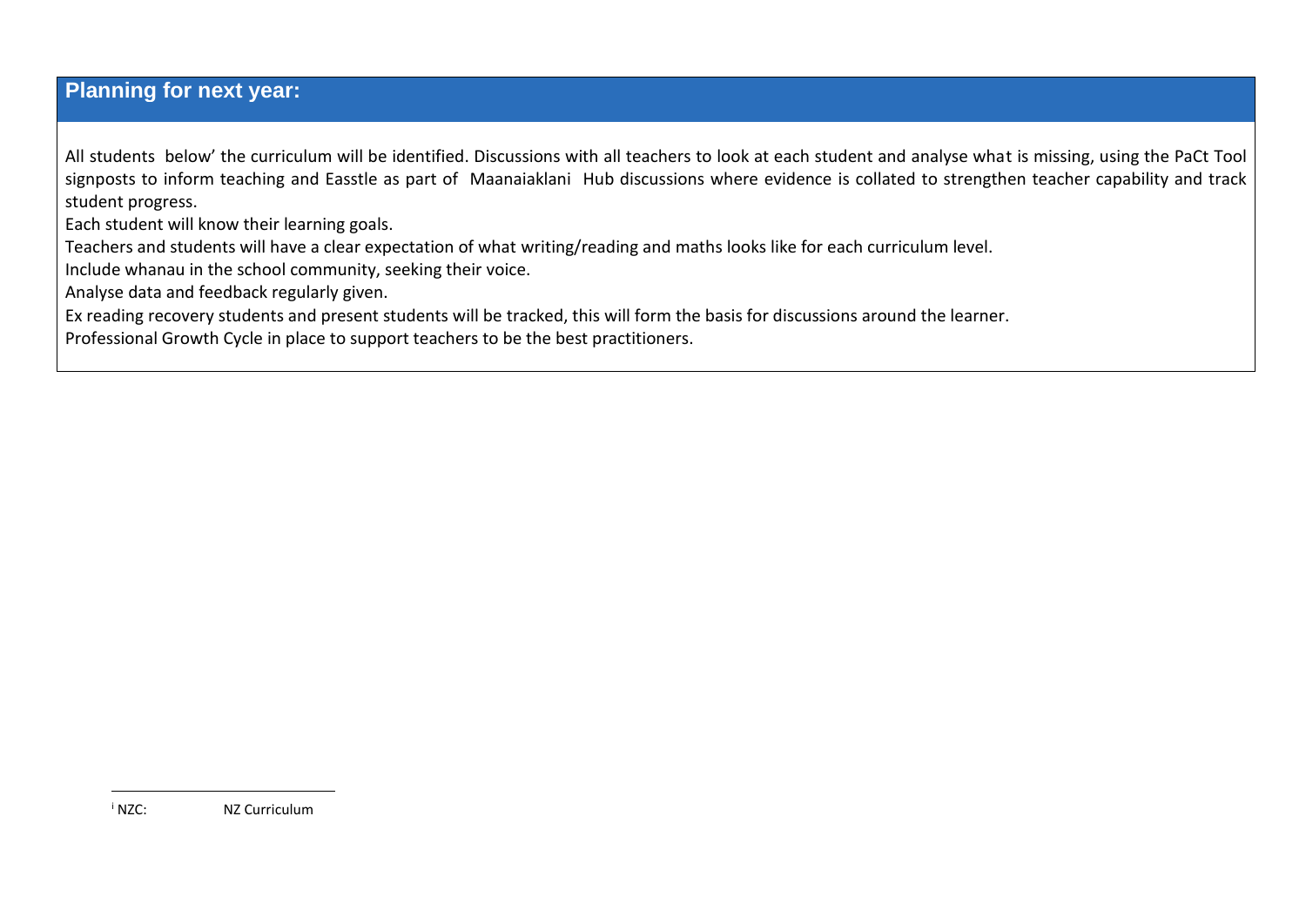## Planning for next year:

All students below' the curriculum will be identified. Discussions with all teachers to look at each student and analyse what is missing, using the PaCt Tool signposts to inform teaching and Easstle as part of Maanaiaklani Hub discussions where evidence is collated to strengthen teacher capability and track student progress.

Each student will know their learning goals.

Teachers and students will have a clear expectation of what writing/reading and maths looks like for each curriculum level.

Include whanau in the school community, seeking their voice.

Analyse data and feedback regularly given.

Ex reading recovery students and present students will be tracked, this will form the basis for discussions around the learner.

Professional Growth Cycle in place to support teachers to be the best practitioners.

---

[i] NZC: NZ Curriculum